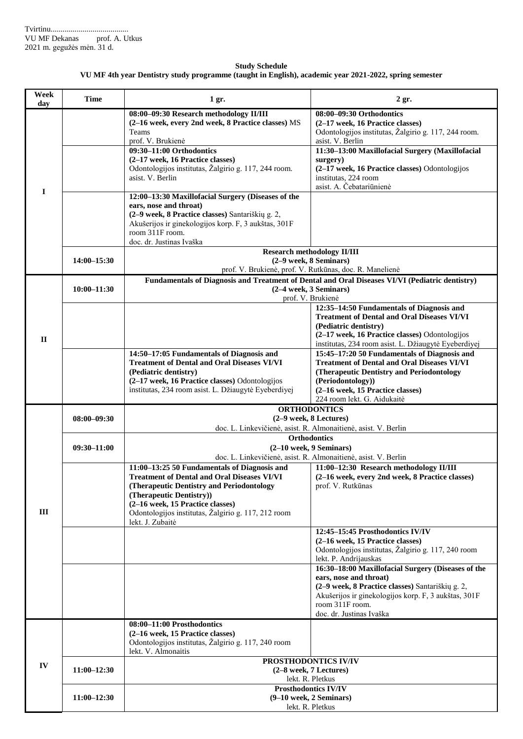Tvirtinu.......................................
VU MF Dekanas prof. A. Utkus
2021 m. gegužės mėn. 31 d.

**Study Schedule**
**VU MF 4th year Dentistry study programme (taught in English), academic year 2021-2022, spring semester**

| Week day | Time | 1 gr. | 2 gr. |
|---|---|---|---|
| I | | **08:00–09:30 Research methodology II/III (2–16 week, every 2nd week, 8 Practice classes)** MS Teams prof. V. Brukienė | **08:00–09:30 Orthodontics (2–17 week, 16 Practice classes)** Odontologijos institutas, Žalgirio g. 117, 244 room. asist. V. Berlin |
| | | **09:30–11:00 Orthodontics (2–17 week, 16 Practice classes)** Odontologijos institutas, Žalgirio g. 117, 244 room. asist. V. Berlin | **11:30–13:00 Maxillofacial Surgery (Maxillofacial surgery) (2–17 week, 16 Practice classes)** Odontologijos institutas, 224 room asist. A. Čebatariūnienė |
| | | **12:00–13:30 Maxillofacial Surgery (Diseases of the ears, nose and throat) (2–9 week, 8 Practice classes)** Santariškių g. 2, Akušerijos ir ginekologijos korp. F, 3 aukštas, 301F room 311F room. doc. dr. Justinas Ivaška | |
| | 14:00–15:30 | **Research methodology II/III (2–9 week, 8 Seminars)** prof. V. Brukienė, prof. V. Rutkūnas, doc. R. Manelienė | |
| II | 10:00–11:30 | **Fundamentals of Diagnosis and Treatment of Dental and Oral Diseases VI/VI (Pediatric dentistry) (2–4 week, 3 Seminars)** prof. V. Brukienė | |
| | | | **12:35–14:50 Fundamentals of Diagnosis and Treatment of Dental and Oral Diseases VI/VI (Pediatric dentistry) (2–17 week, 16 Practice classes)** Odontologijos institutas, 234 room asist. L. Džiaugytė Eyeberdiyej |
| | | **14:50–17:05 Fundamentals of Diagnosis and Treatment of Dental and Oral Diseases VI/VI (Pediatric dentistry) (2–17 week, 16 Practice classes)** Odontologijos institutas, 234 room asist. L. Džiaugytė Eyeberdiyej | **15:45–17:20 50 Fundamentals of Diagnosis and Treatment of Dental and Oral Diseases VI/VI (Therapeutic Dentistry and Periodontology (Periodontology)) (2–16 week, 15 Practice classes)** 224 room lekt. G. Aidukaitė |
| III | 08:00–09:30 | **ORTHODONTICS (2–9 week, 8 Lectures)** doc. L. Linkevičienė, asist. R. Almonaitienė, asist. V. Berlin | |
| | 09:30–11:00 | **Orthodontics (2–10 week, 9 Seminars)** doc. L. Linkevičienė, asist. R. Almonaitienė, asist. V. Berlin | |
| | | **11:00–13:25 50 Fundamentals of Diagnosis and Treatment of Dental and Oral Diseases VI/VI (Therapeutic Dentistry and Periodontology (Therapeutic Dentistry)) (2–16 week, 15 Practice classes)** Odontologijos institutas, Žalgirio g. 117, 212 room lekt. J. Zubaitė | **11:00–12:30 Research methodology II/III (2–16 week, every 2nd week, 8 Practice classes)** prof. V. Rutkūnas |
| | | | **12:45–15:45 Prosthodontics IV/IV (2–16 week, 15 Practice classes)** Odontologijos institutas, Žalgirio g. 117, 240 room lekt. P. Andrijauskas |
| | | | **16:30–18:00 Maxillofacial Surgery (Diseases of the ears, nose and throat) (2–9 week, 8 Practice classes)** Santariškių g. 2, Akušerijos ir ginekologijos korp. F, 3 aukštas, 301F room 311F room. doc. dr. Justinas Ivaška |
| IV | | **08:00–11:00 Prosthodontics (2–16 week, 15 Practice classes)** Odontologijos institutas, Žalgirio g. 117, 240 room lekt. V. Almonaitis | |
| | 11:00–12:30 | **PROSTHODONTICS IV/IV (2–8 week, 7 Lectures)** lekt. R. Pletkus | |
| | 11:00–12:30 | **Prosthodontics IV/IV (9–10 week, 2 Seminars)** lekt. R. Pletkus | |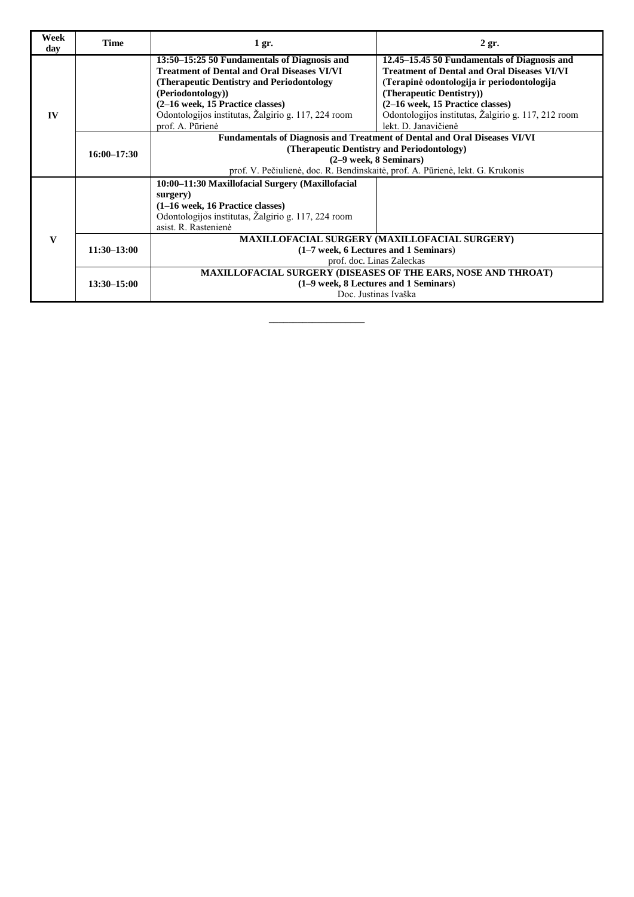| Week day | Time | 1 gr. | 2 gr. |
|---|---|---|---|
| IV | | **13:50–15:25 50 Fundamentals of Diagnosis and Treatment of Dental and Oral Diseases VI/VI (Therapeutic Dentistry and Periodontology (Periodontology))** **(2–16 week, 15 Practice classes)** Odontologijos institutas, Žalgirio g. 117, 224 room prof. A. Pūrienė | **12.45–15.45 50 Fundamentals of Diagnosis and Treatment of Dental and Oral Diseases VI/VI (Terapinė odontologija ir periodontologija (Therapeutic Dentistry))** **(2–16 week, 15 Practice classes)** Odontologijos institutas, Žalgirio g. 117, 212 room lekt. D. Janavičienė |
| | **16:00–17:30** | **Fundamentals of Diagnosis and Treatment of Dental and Oral Diseases VI/VI (Therapeutic Dentistry and Periodontology)** **(2–9 week, 8 Seminars)** prof. V. Pečiulienė, doc. R. Bendinskaitė, prof. A. Pūrienė, lekt. G. Krukonis | |
| V | | **10:00–11:30 Maxillofacial Surgery (Maxillofacial surgery)** **(1–16 week, 16 Practice classes)** Odontologijos institutas, Žalgirio g. 117, 224 room asist. R. Rastenienė | |
| | **11:30–13:00** | **MAXILLOFACIAL SURGERY (MAXILLOFACIAL SURGERY)** **(1–7 week, 6 Lectures and 1 Seminars)** prof. doc. Linas Zaleckas | |
| | **13:30–15:00** | **MAXILLOFACIAL SURGERY (DISEASES OF THE EARS, NOSE AND THROAT)** **(1–9 week, 8 Lectures and 1 Seminars)** Doc. Justinas Ivaška | |

___________________